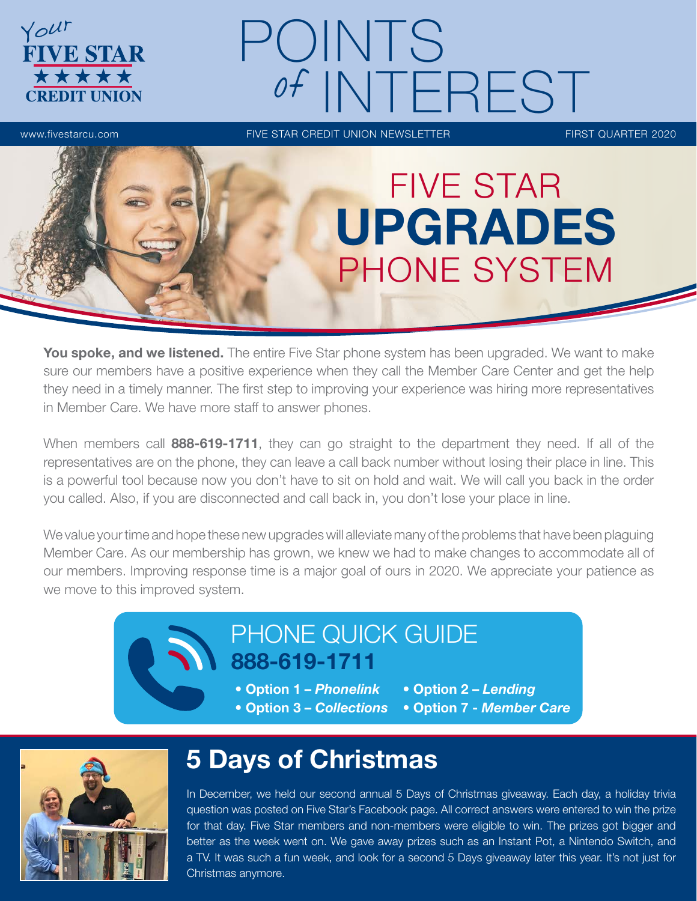# POINTS of INTEREST

Your FIVE STAR CREDIT UNION

www.fivestarcu.com | FIVE STAR CREDIT UNION NEWSLETTER | FIRST QUARTER 2020

## FIVE STAR UPGRADES PHONE SYSTEM

**You spoke, and we listened.** The entire Five Star phone system has been upgraded. We want to make sure our members have a positive experience when they call the Member Care Center and get the help they need in a timely manner. The first step to improving your experience was hiring more representatives in Member Care. We have more staff to answer phones.

When members call **888-619-1711**, they can go straight to the department they need. If all of the representatives are on the phone, they can leave a call back number without losing their place in line. This is a powerful tool because now you don't have to sit on hold and wait. We will call you back in the order you called. Also, if you are disconnected and call back in, you don't lose your place in line.

We value your time and hope these new upgrades will alleviate many of the problems that have been plaguing Member Care. As our membership has grown, we knew we had to make changes to accommodate all of our members. Improving response time is a major goal of ours in 2020. We appreciate your patience as we move to this improved system.

### PHONE QUICK GUIDE

**888-619-1711**

- **Option 1 – *Phonelink***
- **Option 2 – *Lending***
- **Option 3 – *Collections***
- **Option 7 - *Member Care***

## 5 Days of Christmas

In December, we held our second annual 5 Days of Christmas giveaway. Each day, a holiday trivia question was posted on Five Star's Facebook page. All correct answers were entered to win the prize for that day. Five Star members and non-members were eligible to win. The prizes got bigger and better as the week went on. We gave away prizes such as an Instant Pot, a Nintendo Switch, and a TV. It was such a fun week, and look for a second 5 Days giveaway later this year. It's not just for Christmas anymore.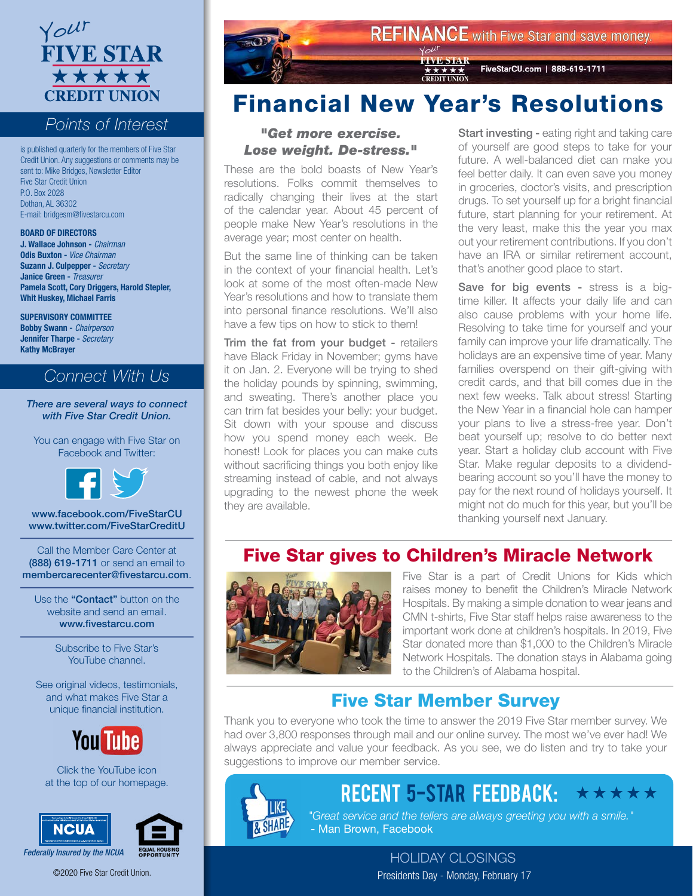Your
# FIVE STAR ★★★★★ CREDIT UNION

## Points of Interest

is published quarterly for the members of Five Star Credit Union. Any suggestions or comments may be sent to: Mike Bridges, Newsletter Editor
Five Star Credit Union
P.O. Box 2028
Dothan, AL 36302
E-mail: bridgesm@fivestarcu.com

**BOARD OF DIRECTORS**
**J. Wallace Johnson** - *Chairman*
**Odis Buxton** - *Vice Chairman*
**Suzann J. Culpepper** - *Secretary*
**Janice Green** - *Treasurer*
**Pamela Scott, Cory Driggers, Harold Stepler, Whit Huskey, Michael Farris**

**SUPERVISORY COMMITTEE**
**Bobby Swann** - *Chairperson*
**Jennifer Tharpe** - *Secretary*
**Kathy McBrayer**

## Connect With Us

***There are several ways to connect with Five Star Credit Union.***

You can engage with Five Star on Facebook and Twitter:

**www.facebook.com/FiveStarCU**
**www.twitter.com/FiveStarCreditU**

Call the Member Care Center at **(888) 619-1711** or send an email to **membercarecenter@fivestarcu.com**.

Use the **"Contact"** button on the website and send an email.
**www.fivestarcu.com**

Subscribe to Five Star's YouTube channel.

See original videos, testimonials, and what makes Five Star a unique financial institution.

Click the YouTube icon at the top of our homepage.

*Federally Insured by the NCUA*

©2020 Five Star Credit Union.

REFINANCE with Five Star and save money.
FiveStarCU.com | 888-619-1711

# Financial New Year's Resolutions

***"Get more exercise. Lose weight. De-stress."***

These are the bold boasts of New Year's resolutions. Folks commit themselves to radically changing their lives at the start of the calendar year. About 45 percent of people make New Year's resolutions in the average year; most center on health.

But the same line of thinking can be taken in the context of your financial health. Let's look at some of the most often-made New Year's resolutions and how to translate them into personal finance resolutions. We'll also have a few tips on how to stick to them!

**Trim the fat from your budget -** retailers have Black Friday in November; gyms have it on Jan. 2. Everyone will be trying to shed the holiday pounds by spinning, swimming, and sweating. There's another place you can trim fat besides your belly: your budget. Sit down with your spouse and discuss how you spend money each week. Be honest! Look for places you can make cuts without sacrificing things you both enjoy like streaming instead of cable, and not always upgrading to the newest phone the week they are available.

**Start investing -** eating right and taking care of yourself are good steps to take for your future. A well-balanced diet can make you feel better daily. It can even save you money in groceries, doctor's visits, and prescription drugs. To set yourself up for a bright financial future, start planning for your retirement. At the very least, make this the year you max out your retirement contributions. If you don't have an IRA or similar retirement account, that's another good place to start.

**Save for big events -** stress is a big-time killer. It affects your daily life and can also cause problems with your home life. Resolving to take time for yourself and your family can improve your life dramatically. The holidays are an expensive time of year. Many families overspend on their gift-giving with credit cards, and that bill comes due in the next few weeks. Talk about stress! Starting the New Year in a financial hole can hamper your plans to live a stress-free year. Don't beat yourself up; resolve to do better next year. Start a holiday club account with Five Star. Make regular deposits to a dividend-bearing account so you'll have the money to pay for the next round of holidays yourself. It might not do much for this year, but you'll be thanking yourself next January.

## Five Star gives to Children's Miracle Network

Five Star is a part of Credit Unions for Kids which raises money to benefit the Children's Miracle Network Hospitals. By making a simple donation to wear jeans and CMN t-shirts, Five Star staff helps raise awareness to the important work done at children's hospitals. In 2019, Five Star donated more than $1,000 to the Children's Miracle Network Hospitals. The donation stays in Alabama going to the Children's of Alabama hospital.

## Five Star Member Survey

Thank you to everyone who took the time to answer the 2019 Five Star member survey. We had over 3,800 responses through mail and our online survey. The most we've ever had! We always appreciate and value your feedback. As you see, we do listen and try to take your suggestions to improve our member service.

### RECENT 5-STAR FEEDBACK: ★★★★★

*"Great service and the tellers are always greeting you with a smile."*
- Man Brown, Facebook

### HOLIDAY CLOSINGS

Presidents Day - Monday, February 17